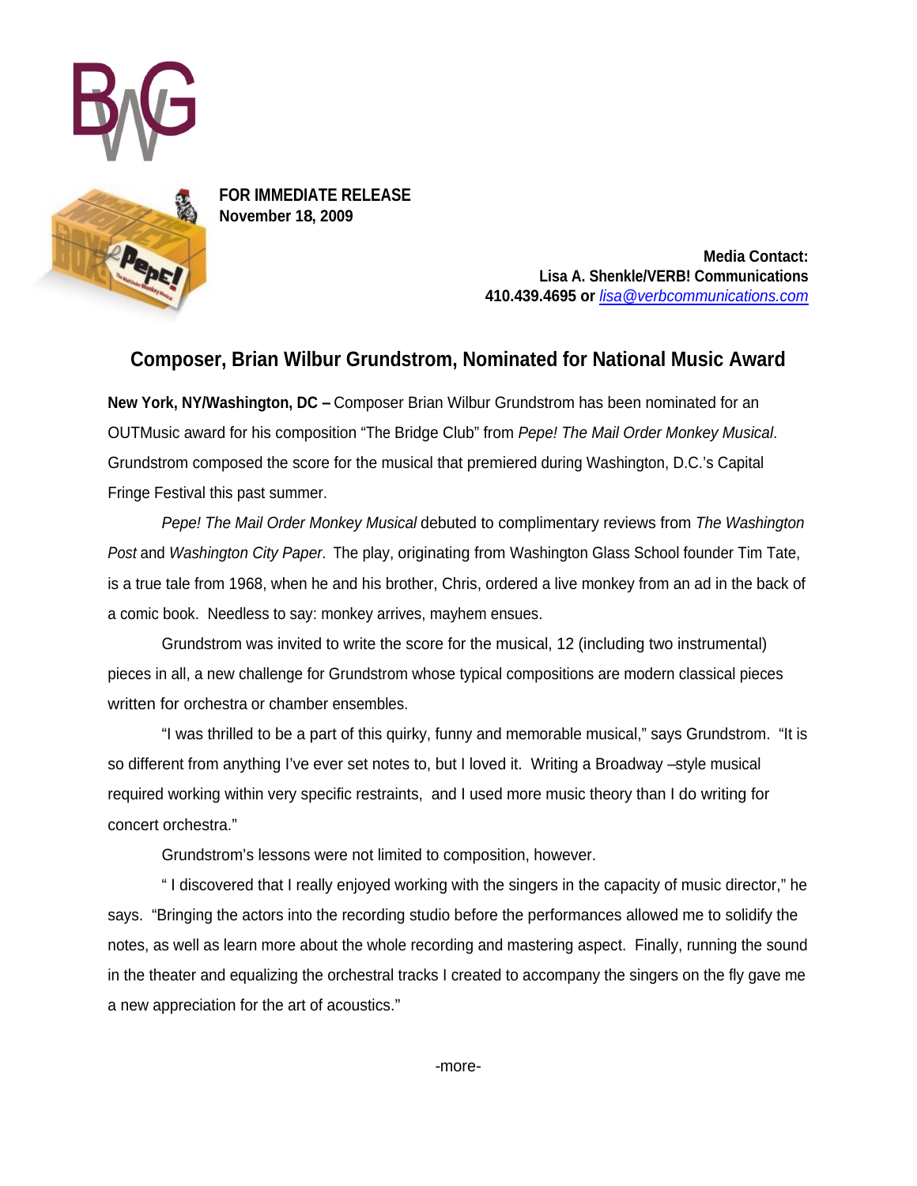**FOR IMMEDIATE RELEASE**
**November 18, 2009**

**Media Contact:**
**Lisa A. Shenkle/VERB! Communications**
**410.439.4695 or** *lisa@verbcommunications.com*

## Composer, Brian Wilbur Grundstrom, Nominated for National Music Award

**New York, NY/Washington, DC –** Composer Brian Wilbur Grundstrom has been nominated for an OUTMusic award for his composition "The Bridge Club" from *Pepe! The Mail Order Monkey Musical*. Grundstrom composed the score for the musical that premiered during Washington, D.C.'s Capital Fringe Festival this past summer.

*Pepe! The Mail Order Monkey Musical* debuted to complimentary reviews from *The Washington Post* and *Washington City Paper*. The play, originating from Washington Glass School founder Tim Tate, is a true tale from 1968, when he and his brother, Chris, ordered a live monkey from an ad in the back of a comic book. Needless to say: monkey arrives, mayhem ensues.

Grundstrom was invited to write the score for the musical, 12 (including two instrumental) pieces in all, a new challenge for Grundstrom whose typical compositions are modern classical pieces written for orchestra or chamber ensembles.

"I was thrilled to be a part of this quirky, funny and memorable musical," says Grundstrom. "It is so different from anything I've ever set notes to, but I loved it. Writing a Broadway –style musical required working within very specific restraints, and I used more music theory than I do writing for concert orchestra."

Grundstrom's lessons were not limited to composition, however.

" I discovered that I really enjoyed working with the singers in the capacity of music director," he says. "Bringing the actors into the recording studio before the performances allowed me to solidify the notes, as well as learn more about the whole recording and mastering aspect. Finally, running the sound in the theater and equalizing the orchestral tracks I created to accompany the singers on the fly gave me a new appreciation for the art of acoustics."

-more-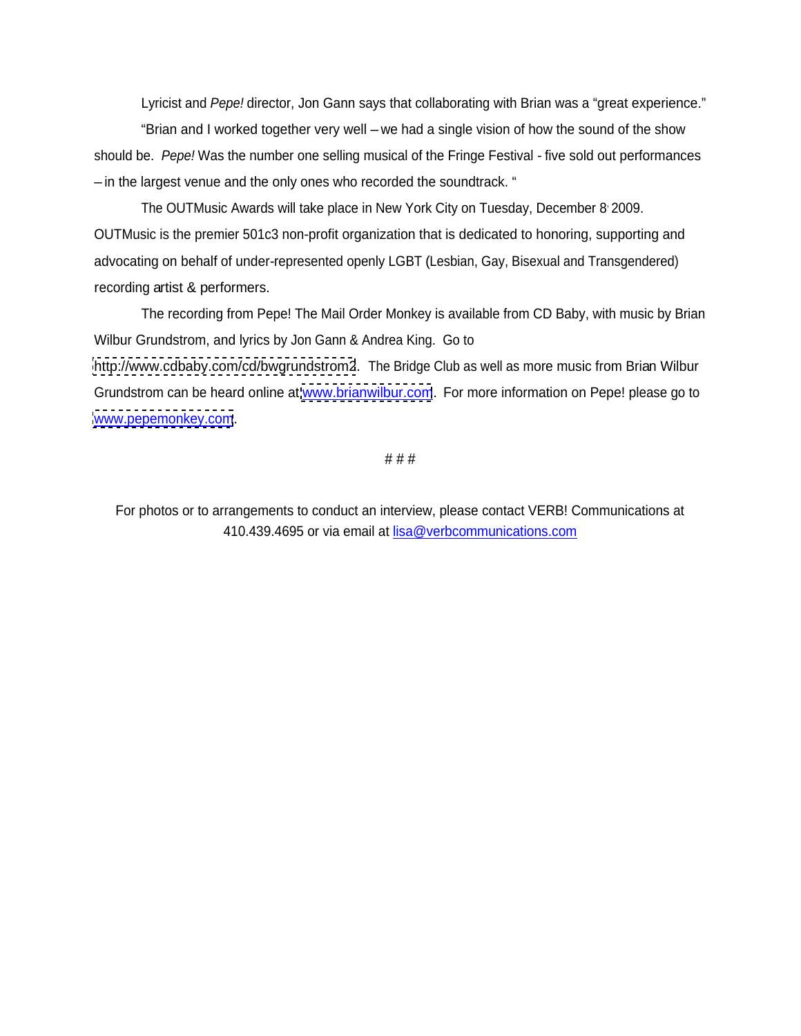Lyricist and *Pepe!* director, Jon Gann says that collaborating with Brian was a "great experience."

"Brian and I worked together very well – we had a single vision of how the sound of the show should be. *Pepe!* Was the number one selling musical of the Fringe Festival - five sold out performances – in the largest venue and the only ones who recorded the soundtrack. "

The OUTMusic Awards will take place in New York City on Tuesday, December 8, 2009. OUTMusic is the premier 501c3 non-profit organization that is dedicated to honoring, supporting and advocating on behalf of under-represented openly LGBT (Lesbian, Gay, Bisexual and Transgendered) recording artist & performers.

The recording from Pepe! The Mail Order Monkey is available from CD Baby, with music by Brian Wilbur Grundstrom, and lyrics by Jon Gann & Andrea King. Go to http://www.cdbaby.com/cd/bwgrundstrom2. The Bridge Club as well as more music from Brian Wilbur Grundstrom can be heard online at www.brianwilbur.com. For more information on Pepe! please go to www.pepemonkey.com.

# # #

For photos or to arrangements to conduct an interview, please contact VERB! Communications at 410.439.4695 or via email at lisa@verbcommunications.com